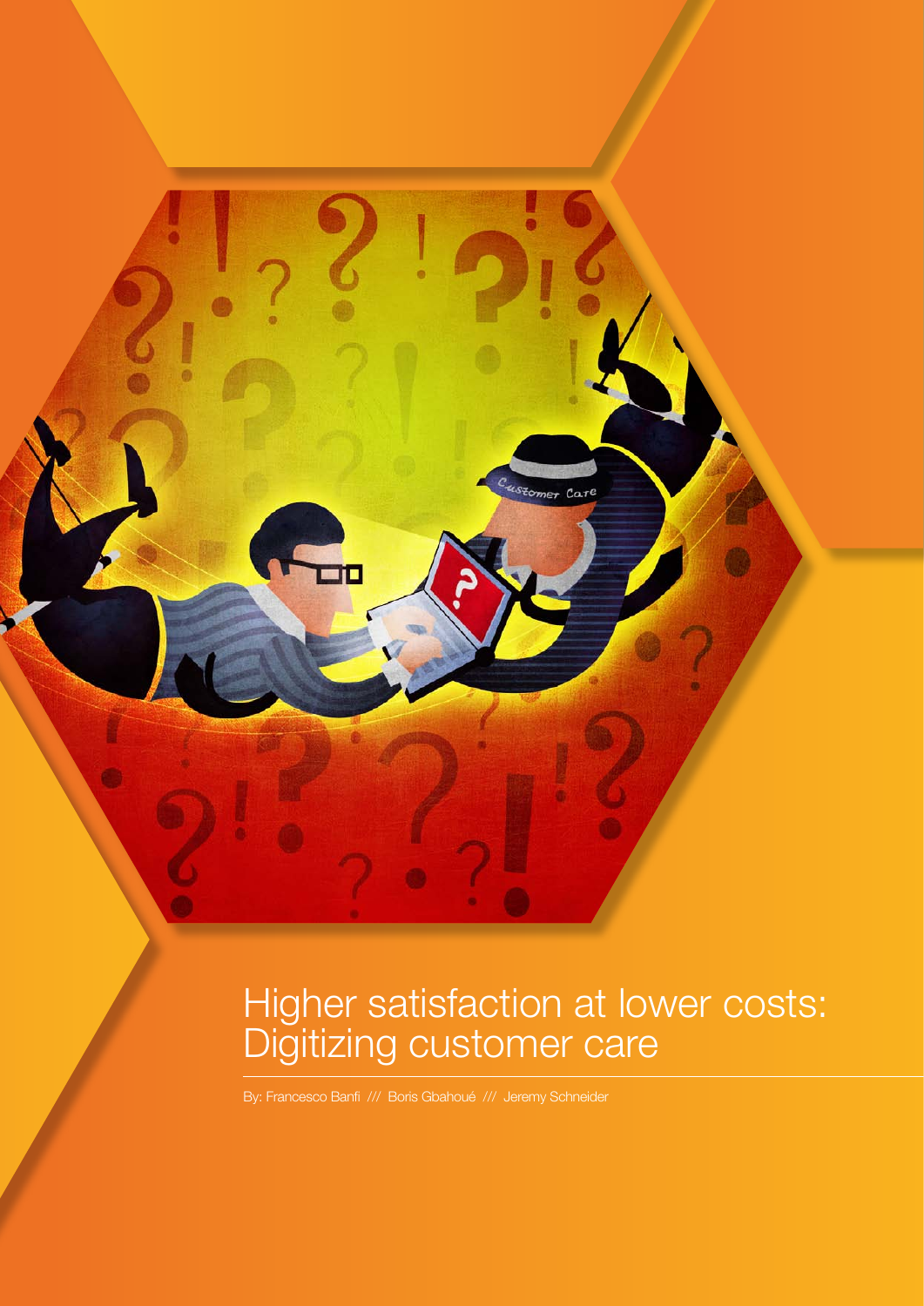# Higher satisfaction at lower costs: Digitizing customer care

By: Francesco Banfi /// Boris Gbahoué /// Jeremy Schneider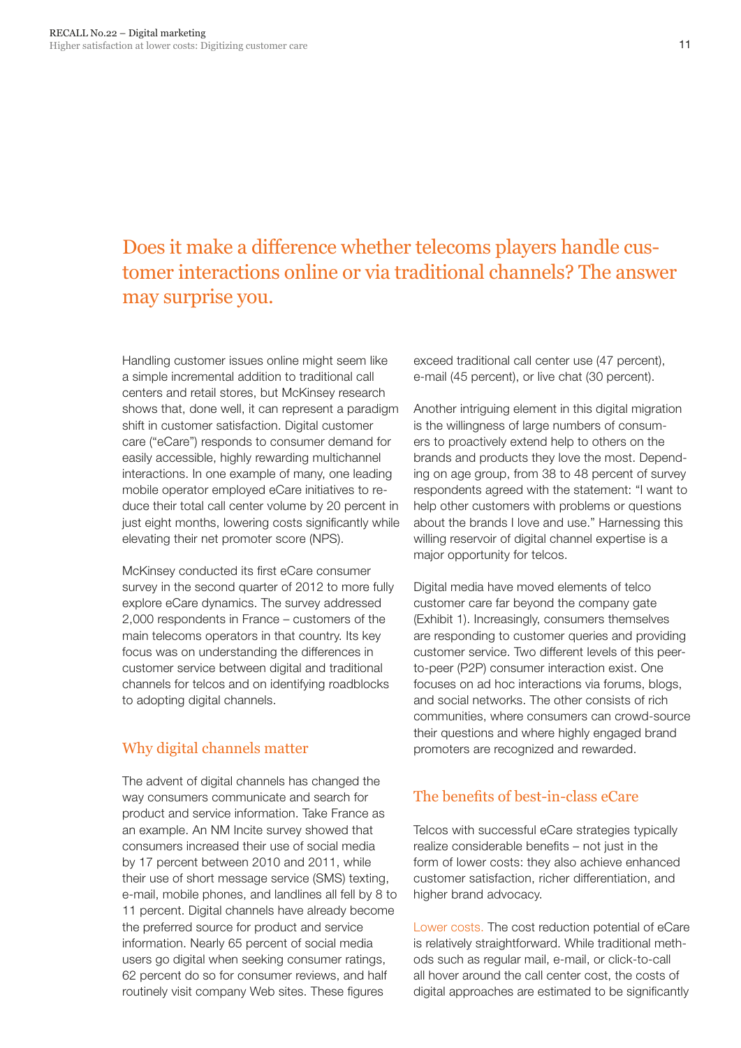## Does it make a difference whether telecoms players handle customer interactions online or via traditional channels? The answer may surprise you.

Handling customer issues online might seem like a simple incremental addition to traditional call centers and retail stores, but McKinsey research shows that, done well, it can represent a paradigm shift in customer satisfaction. Digital customer care ("eCare") responds to consumer demand for easily accessible, highly rewarding multichannel interactions. In one example of many, one leading mobile operator employed eCare initiatives to reduce their total call center volume by 20 percent in just eight months, lowering costs significantly while elevating their net promoter score (NPS).

McKinsey conducted its first eCare consumer survey in the second quarter of 2012 to more fully explore eCare dynamics. The survey addressed 2,000 respondents in France – customers of the main telecoms operators in that country. Its key focus was on understanding the differences in customer service between digital and traditional channels for telcos and on identifying roadblocks to adopting digital channels.

### Why digital channels matter

The advent of digital channels has changed the way consumers communicate and search for product and service information. Take France as an example. An NM Incite survey showed that consumers increased their use of social media by 17 percent between 2010 and 2011, while their use of short message service (SMS) texting, e-mail, mobile phones, and landlines all fell by 8 to 11 percent. Digital channels have already become the preferred source for product and service information. Nearly 65 percent of social media users go digital when seeking consumer ratings, 62 percent do so for consumer reviews, and half routinely visit company Web sites. These figures exceed traditional call center use (47 percent), e-mail (45 percent), or live chat (30 percent).

Another intriguing element in this digital migration is the willingness of large numbers of consumers to proactively extend help to others on the brands and products they love the most. Depending on age group, from 38 to 48 percent of survey respondents agreed with the statement: "I want to help other customers with problems or questions about the brands I love and use." Harnessing this willing reservoir of digital channel expertise is a major opportunity for telcos.

Digital media have moved elements of telco customer care far beyond the company gate (Exhibit 1). Increasingly, consumers themselves are responding to customer queries and providing customer service. Two different levels of this peer-to-peer (P2P) consumer interaction exist. One focuses on ad hoc interactions via forums, blogs, and social networks. The other consists of rich communities, where consumers can crowd-source their questions and where highly engaged brand promoters are recognized and rewarded.

### The benefits of best-in-class eCare

Telcos with successful eCare strategies typically realize considerable benefits – not just in the form of lower costs: they also achieve enhanced customer satisfaction, richer differentiation, and higher brand advocacy.

Lower costs. The cost reduction potential of eCare is relatively straightforward. While traditional methods such as regular mail, e-mail, or click-to-call all hover around the call center cost, the costs of digital approaches are estimated to be significantly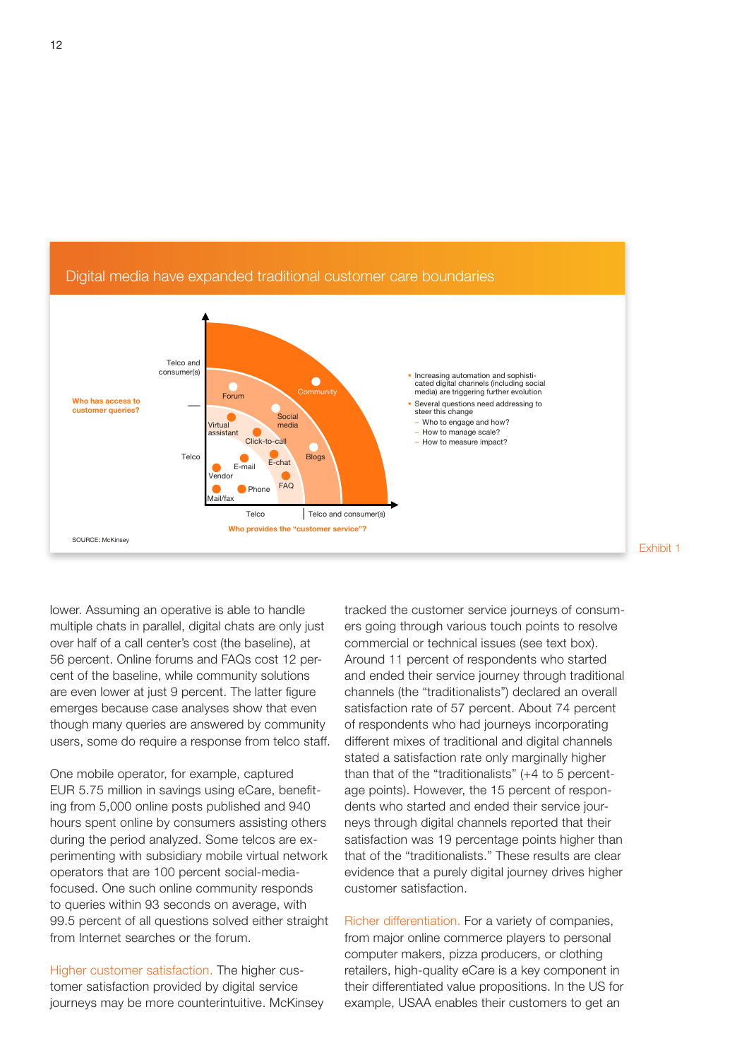## Digital media have expanded traditional customer care boundaries

Who has access to customer queries?

Telco and consumer(s)

Telco

Forum, Community, Social media, Virtual assistant, Click-to-call, E-mail, E-chat, Blogs, Vendor, FAQ, Phone, Mail/fax

Telco | Telco and consumer(s)

Who provides the "customer service"?

- Increasing automation and sophisticated digital channels (including social media) are triggering further evolution
- Several questions need addressing to steer this change
  - Who to engage and how?
  - How to manage scale?
  - How to measure impact?

SOURCE: McKinsey

Exhibit 1

lower. Assuming an operative is able to handle multiple chats in parallel, digital chats are only just over half of a call center's cost (the baseline), at 56 percent. Online forums and FAQs cost 12 percent of the baseline, while community solutions are even lower at just 9 percent. The latter figure emerges because case analyses show that even though many queries are answered by community users, some do require a response from telco staff.

One mobile operator, for example, captured EUR 5.75 million in savings using eCare, benefiting from 5,000 online posts published and 940 hours spent online by consumers assisting others during the period analyzed. Some telcos are experimenting with subsidiary mobile virtual network operators that are 100 percent social-media-focused. One such online community responds to queries within 93 seconds on average, with 99.5 percent of all questions solved either straight from Internet searches or the forum.

**Higher customer satisfaction.** The higher customer satisfaction provided by digital service journeys may be more counterintuitive. McKinsey tracked the customer service journeys of consumers going through various touch points to resolve commercial or technical issues (see text box). Around 11 percent of respondents who started and ended their service journey through traditional channels (the "traditionalists") declared an overall satisfaction rate of 57 percent. About 74 percent of respondents who had journeys incorporating different mixes of traditional and digital channels stated a satisfaction rate only marginally higher than that of the "traditionalists" (+4 to 5 percentage points). However, the 15 percent of respondents who started and ended their service journeys through digital channels reported that their satisfaction was 19 percentage points higher than that of the "traditionalists." These results are clear evidence that a purely digital journey drives higher customer satisfaction.

**Richer differentiation.** For a variety of companies, from major online commerce players to personal computer makers, pizza producers, or clothing retailers, high-quality eCare is a key component in their differentiated value propositions. In the US for example, USAA enables their customers to get an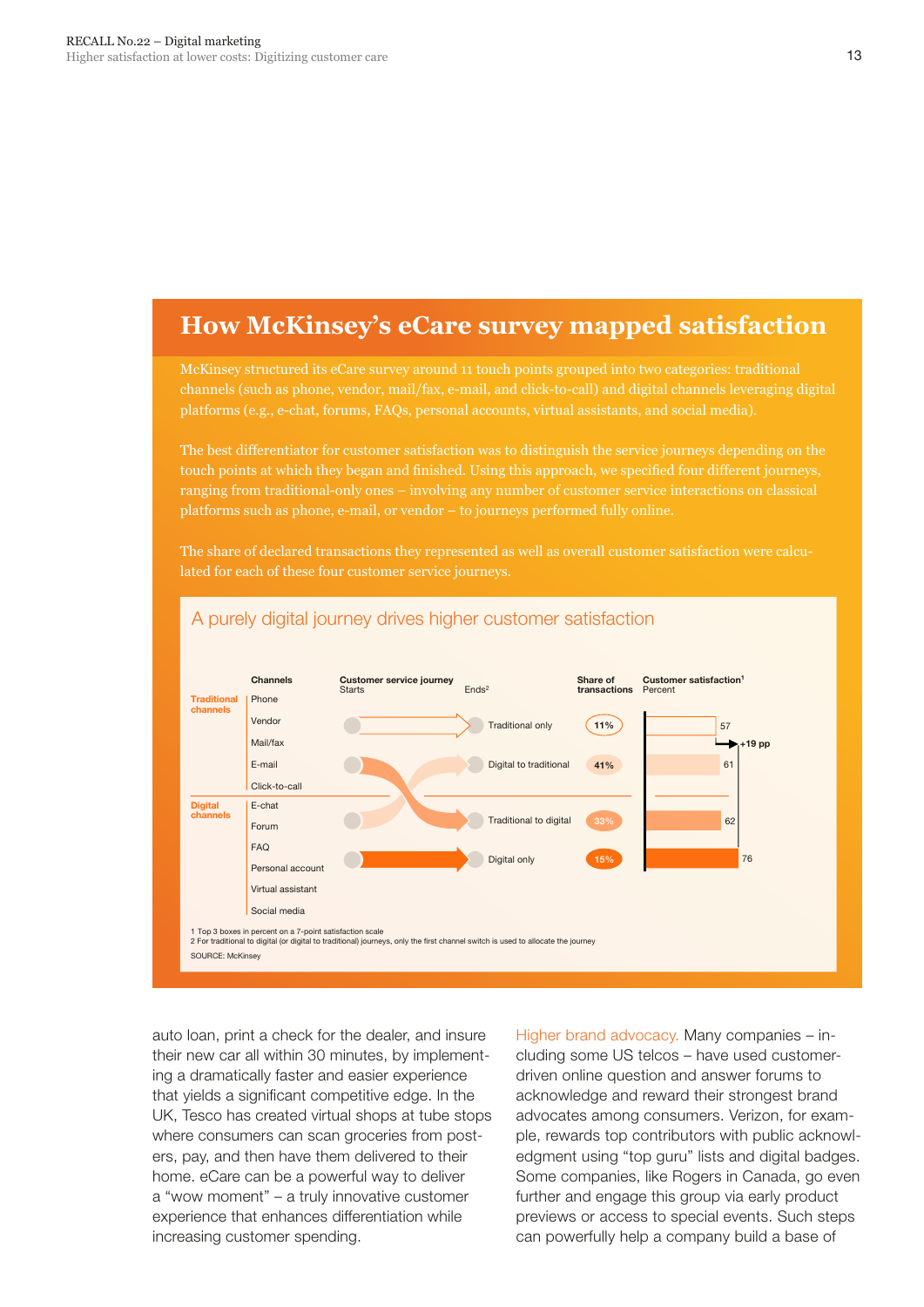## How McKinsey's eCare survey mapped satisfaction

McKinsey structured its eCare survey around 11 touch points grouped into two categories: traditional channels (such as phone, vendor, mail/fax, e-mail, and click-to-call) and digital channels leveraging digital platforms (e.g., e-chat, forums, FAQs, personal accounts, virtual assistants, and social media).

The best differentiator for customer satisfaction was to distinguish the service journeys depending on the touch points at which they began and finished. Using this approach, we specified four different journeys, ranging from traditional-only ones – involving any number of customer service interactions on classical platforms such as phone, e-mail, or vendor – to journeys performed fully online.

The share of declared transactions they represented as well as overall customer satisfaction were calculated for each of these four customer service journeys.

### A purely digital journey drives higher customer satisfaction

**Channels**

- Traditional channels: Phone, Vendor, Mail/fax, E-mail, Click-to-call
- Digital channels: E-chat, Forum, FAQ, Personal account, Virtual assistant, Social media

| Customer service journey (Starts → Ends[2]) | Share of transactions | Customer satisfaction[1] (Percent) |
|---|---|---|
| Traditional only | 11% | 57 |
| Digital to traditional | 41% | 61 |
| Traditional to digital | 33% | 62 |
| Digital only | 15% | 76 |

+19 pp (Digital only vs. Traditional only)

1 Top 3 boxes in percent on a 7-point satisfaction scale
2 For traditional to digital (or digital to traditional) journeys, only the first channel switch is used to allocate the journey

SOURCE: McKinsey

auto loan, print a check for the dealer, and insure their new car all within 30 minutes, by implementing a dramatically faster and easier experience that yields a significant competitive edge. In the UK, Tesco has created virtual shops at tube stops where consumers can scan groceries from posters, pay, and then have them delivered to their home. eCare can be a powerful way to deliver a "wow moment" – a truly innovative customer experience that enhances differentiation while increasing customer spending.

Higher brand advocacy. Many companies – including some US telcos – have used customer-driven online question and answer forums to acknowledge and reward their strongest brand advocates among consumers. Verizon, for example, rewards top contributors with public acknowledgment using "top guru" lists and digital badges. Some companies, like Rogers in Canada, go even further and engage this group via early product previews or access to special events. Such steps can powerfully help a company build a base of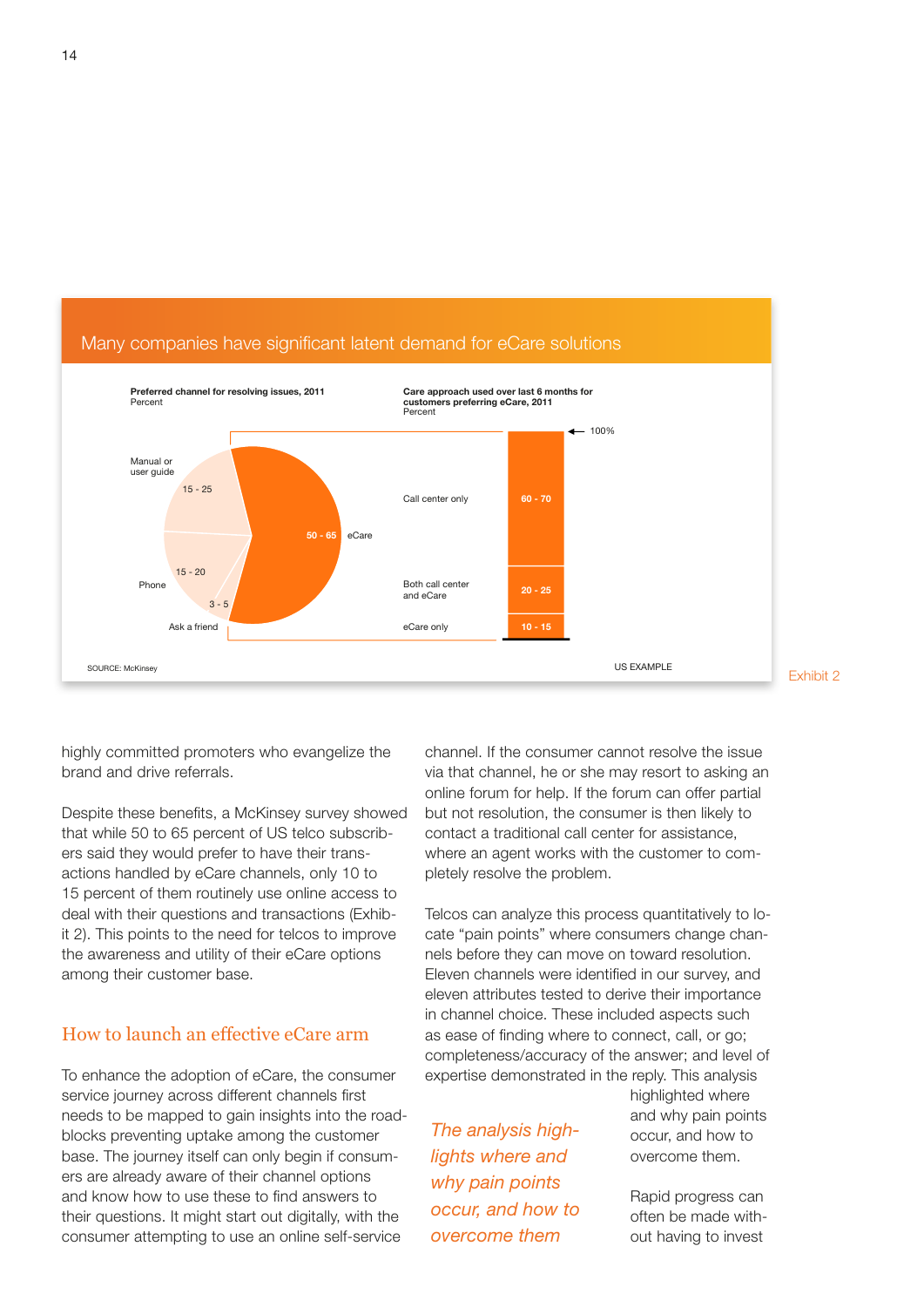## Many companies have significant latent demand for eCare solutions

**Preferred channel for resolving issues, 2011**
Percent

| Channel | Percent |
|---|---|
| eCare | 50 - 65 |
| Manual or user guide | 15 - 25 |
| Phone | 15 - 20 |
| Ask a friend | 3 - 5 |

**Care approach used over last 6 months for customers preferring eCare, 2011**
Percent

| Approach | Percent |
|---|---|
| Call center only | 60 - 70 |
| Both call center and eCare | 20 - 25 |
| eCare only | 10 - 15 |

100%

SOURCE: McKinsey

US EXAMPLE

Exhibit 2

highly committed promoters who evangelize the brand and drive referrals.

Despite these benefits, a McKinsey survey showed that while 50 to 65 percent of US telco subscribers said they would prefer to have their transactions handled by eCare channels, only 10 to 15 percent of them routinely use online access to deal with their questions and transactions (Exhibit 2). This points to the need for telcos to improve the awareness and utility of their eCare options among their customer base.

### How to launch an effective eCare arm

To enhance the adoption of eCare, the consumer service journey across different channels first needs to be mapped to gain insights into the roadblocks preventing uptake among the customer base. The journey itself can only begin if consumers are already aware of their channel options and know how to use these to find answers to their questions. It might start out digitally, with the consumer attempting to use an online self-service channel. If the consumer cannot resolve the issue via that channel, he or she may resort to asking an online forum for help. If the forum can offer partial but not resolution, the consumer is then likely to contact a traditional call center for assistance, where an agent works with the customer to completely resolve the problem.

Telcos can analyze this process quantitatively to locate "pain points" where consumers change channels before they can move on toward resolution. Eleven channels were identified in our survey, and eleven attributes tested to derive their importance in channel choice. These included aspects such as ease of finding where to connect, call, or go; completeness/accuracy of the answer; and level of expertise demonstrated in the reply. This analysis highlighted where and why pain points occur, and how to overcome them.

*The analysis highlights where and why pain points occur, and how to overcome them*

Rapid progress can often be made without having to invest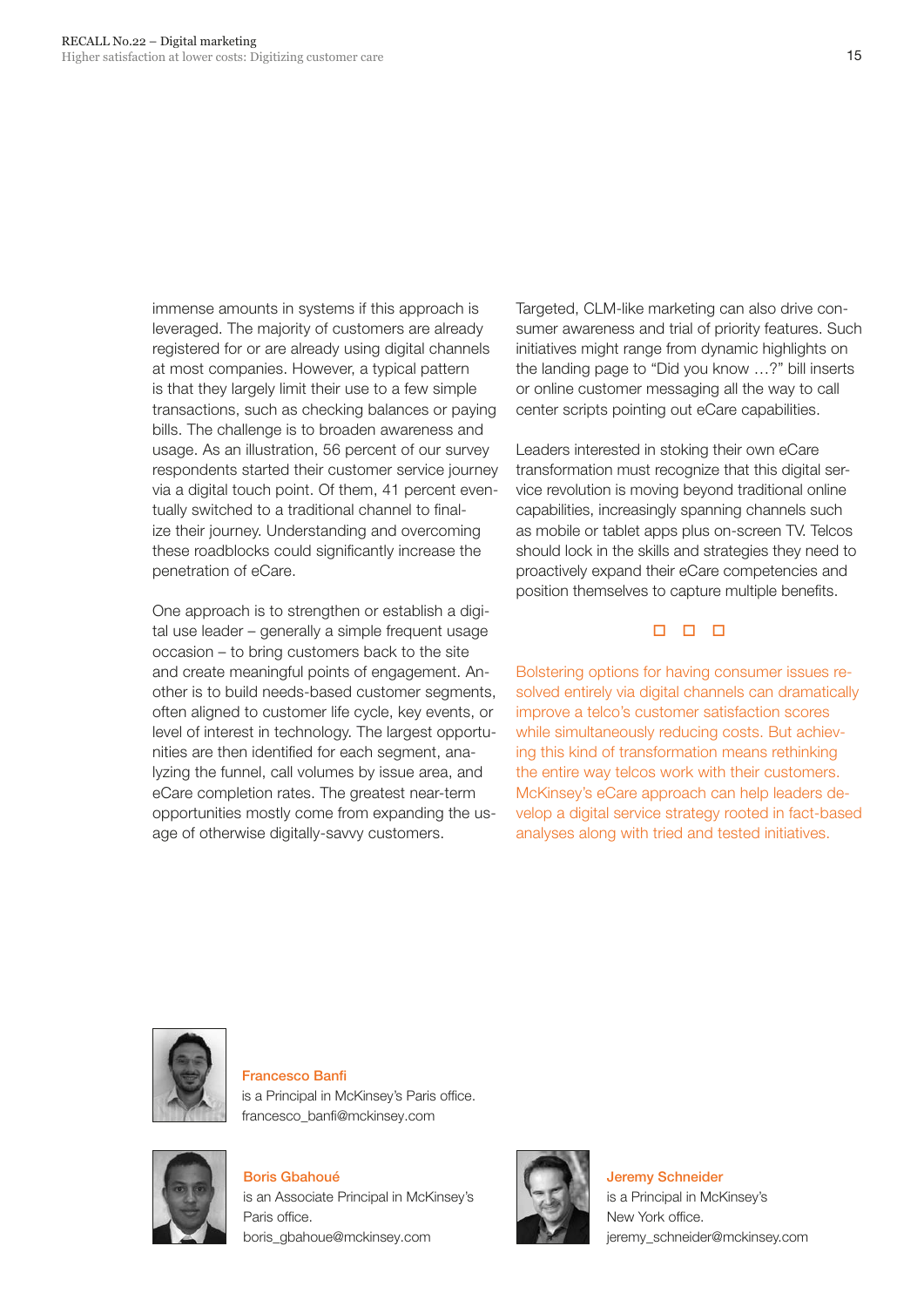immense amounts in systems if this approach is leveraged. The majority of customers are already registered for or are already using digital channels at most companies. However, a typical pattern is that they largely limit their use to a few simple transactions, such as checking balances or paying bills. The challenge is to broaden awareness and usage. As an illustration, 56 percent of our survey respondents started their customer service journey via a digital touch point. Of them, 41 percent eventually switched to a traditional channel to finalize their journey. Understanding and overcoming these roadblocks could significantly increase the penetration of eCare.

One approach is to strengthen or establish a digital use leader – generally a simple frequent usage occasion – to bring customers back to the site and create meaningful points of engagement. Another is to build needs-based customer segments, often aligned to customer life cycle, key events, or level of interest in technology. The largest opportunities are then identified for each segment, analyzing the funnel, call volumes by issue area, and eCare completion rates. The greatest near-term opportunities mostly come from expanding the usage of otherwise digitally-savvy customers.

Targeted, CLM-like marketing can also drive consumer awareness and trial of priority features. Such initiatives might range from dynamic highlights on the landing page to "Did you know …?" bill inserts or online customer messaging all the way to call center scripts pointing out eCare capabilities.

Leaders interested in stoking their own eCare transformation must recognize that this digital service revolution is moving beyond traditional online capabilities, increasingly spanning channels such as mobile or tablet apps plus on-screen TV. Telcos should lock in the skills and strategies they need to proactively expand their eCare competencies and position themselves to capture multiple benefits.

□ □ □

Bolstering options for having consumer issues resolved entirely via digital channels can dramatically improve a telco's customer satisfaction scores while simultaneously reducing costs. But achieving this kind of transformation means rethinking the entire way telcos work with their customers. McKinsey's eCare approach can help leaders develop a digital service strategy rooted in fact-based analyses along with tried and tested initiatives.

**Francesco Banfi**
is a Principal in McKinsey's Paris office.
francesco_banfi@mckinsey.com

**Boris Gbahoué**
is an Associate Principal in McKinsey's Paris office.
boris_gbahoue@mckinsey.com

**Jeremy Schneider**
is a Principal in McKinsey's New York office.
jeremy_schneider@mckinsey.com